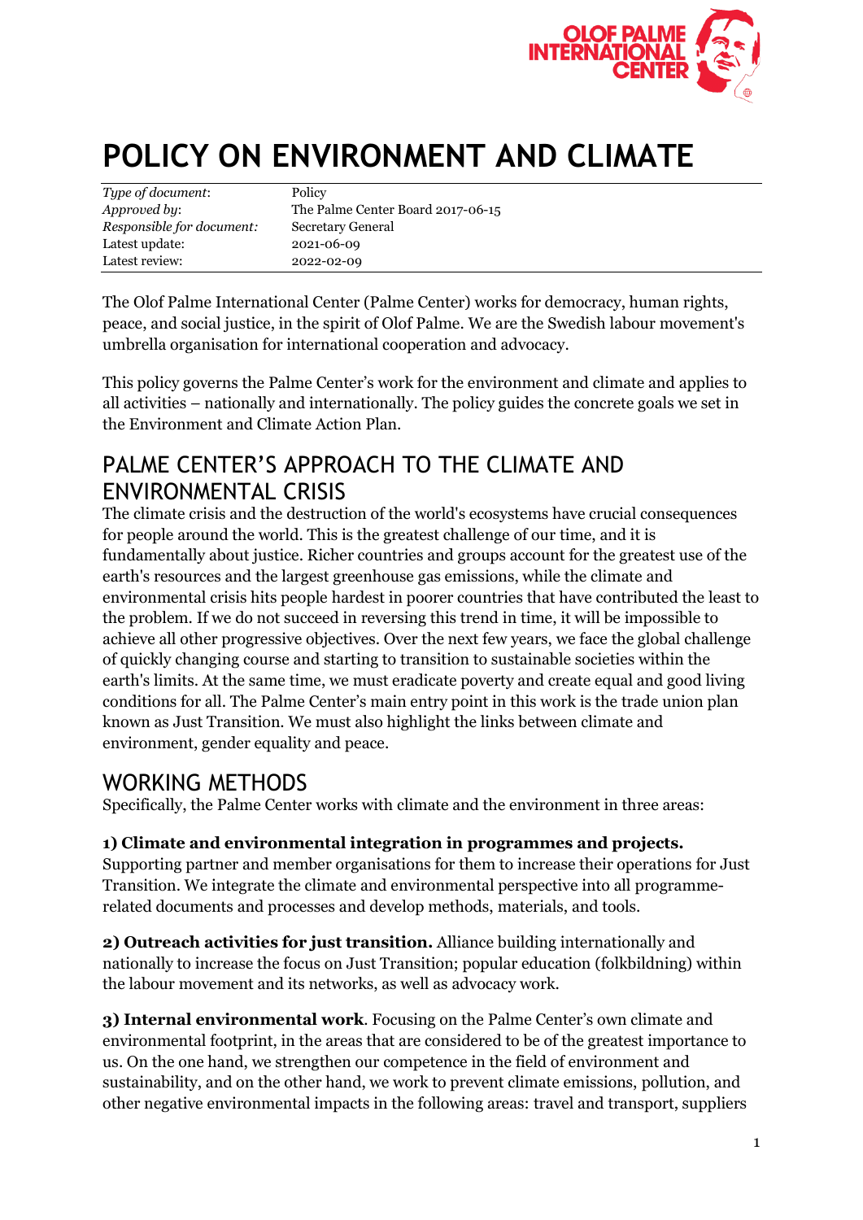# POLICY ON ENVIRONMENT AND CLIMATE

| | |
|---|---|
| *Type of document*: | Policy |
| *Approved by*: | The Palme Center Board 2017-06-15 |
| *Responsible for document:* | Secretary General |
| Latest update: | 2021-06-09 |
| Latest review: | 2022-02-09 |

The Olof Palme International Center (Palme Center) works for democracy, human rights, peace, and social justice, in the spirit of Olof Palme. We are the Swedish labour movement's umbrella organisation for international cooperation and advocacy.

This policy governs the Palme Center's work for the environment and climate and applies to all activities – nationally and internationally. The policy guides the concrete goals we set in the Environment and Climate Action Plan.

## PALME CENTER'S APPROACH TO THE CLIMATE AND ENVIRONMENTAL CRISIS

The climate crisis and the destruction of the world's ecosystems have crucial consequences for people around the world. This is the greatest challenge of our time, and it is fundamentally about justice. Richer countries and groups account for the greatest use of the earth's resources and the largest greenhouse gas emissions, while the climate and environmental crisis hits people hardest in poorer countries that have contributed the least to the problem. If we do not succeed in reversing this trend in time, it will be impossible to achieve all other progressive objectives. Over the next few years, we face the global challenge of quickly changing course and starting to transition to sustainable societies within the earth's limits. At the same time, we must eradicate poverty and create equal and good living conditions for all. The Palme Center's main entry point in this work is the trade union plan known as Just Transition. We must also highlight the links between climate and environment, gender equality and peace.

## WORKING METHODS

Specifically, the Palme Center works with climate and the environment in three areas:

**1) Climate and environmental integration in programmes and projects.** Supporting partner and member organisations for them to increase their operations for Just Transition. We integrate the climate and environmental perspective into all programme-related documents and processes and develop methods, materials, and tools.

**2) Outreach activities for just transition.** Alliance building internationally and nationally to increase the focus on Just Transition; popular education (folkbildning) within the labour movement and its networks, as well as advocacy work.

**3) Internal environmental work**. Focusing on the Palme Center's own climate and environmental footprint, in the areas that are considered to be of the greatest importance to us. On the one hand, we strengthen our competence in the field of environment and sustainability, and on the other hand, we work to prevent climate emissions, pollution, and other negative environmental impacts in the following areas: travel and transport, suppliers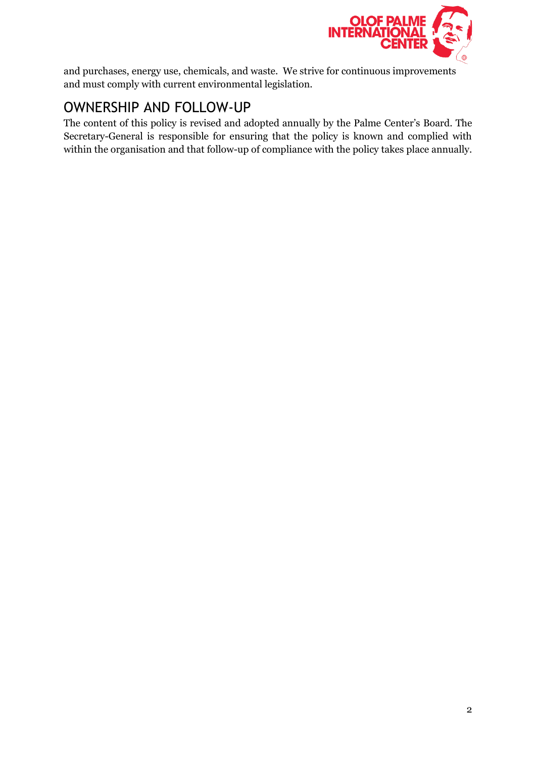and purchases, energy use, chemicals, and waste. We strive for continuous improvements and must comply with current environmental legislation.

## OWNERSHIP AND FOLLOW-UP

The content of this policy is revised and adopted annually by the Palme Center's Board. The Secretary-General is responsible for ensuring that the policy is known and complied with within the organisation and that follow-up of compliance with the policy takes place annually.